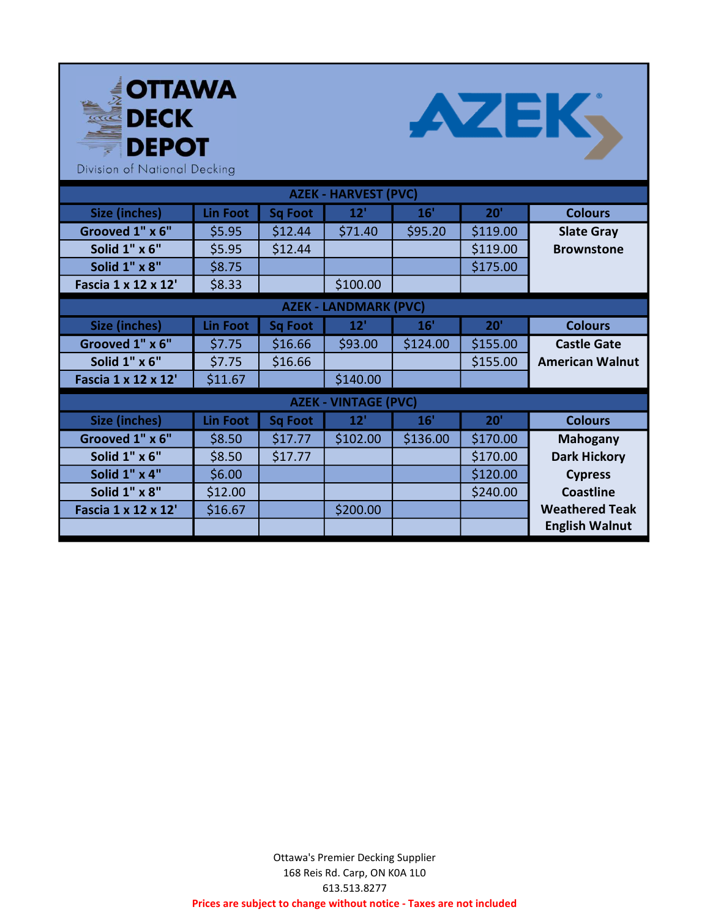# OTTAWA DECK DEPOT

Division of National Decking

# AZEK

| AZEK - HARVEST (PVC) | | | | | | |
|---|---|---|---|---|---|---|
| **Size (inches)** | **Lin Foot** | **Sq Foot** | **12'** | **16'** | **20'** | **Colours** |
| Grooved 1" x 6" | $5.95 | $12.44 | $71.40 | $95.20 | $119.00 | Slate Gray |
| Solid 1" x 6" | $5.95 | $12.44 | | | $119.00 | Brownstone |
| Solid 1" x 8" | $8.75 | | | | $175.00 | |
| Fascia 1 x 12 x 12' | $8.33 | | $100.00 | | | |

| AZEK - LANDMARK (PVC) | | | | | | |
|---|---|---|---|---|---|---|
| **Size (inches)** | **Lin Foot** | **Sq Foot** | **12'** | **16'** | **20'** | **Colours** |
| Grooved 1" x 6" | $7.75 | $16.66 | $93.00 | $124.00 | $155.00 | Castle Gate |
| Solid 1" x 6" | $7.75 | $16.66 | | | $155.00 | American Walnut |
| Fascia 1 x 12 x 12' | $11.67 | | $140.00 | | | |

| AZEK - VINTAGE (PVC) | | | | | | |
|---|---|---|---|---|---|---|
| **Size (inches)** | **Lin Foot** | **Sq Foot** | **12'** | **16'** | **20'** | **Colours** |
| Grooved 1" x 6" | $8.50 | $17.77 | $102.00 | $136.00 | $170.00 | Mahogany |
| Solid 1" x 6" | $8.50 | $17.77 | | | $170.00 | Dark Hickory |
| Solid 1" x 4" | $6.00 | | | | $120.00 | Cypress |
| Solid 1" x 8" | $12.00 | | | | $240.00 | Coastline |
| Fascia 1 x 12 x 12' | $16.67 | | $200.00 | | | Weathered Teak |
| | | | | | | English Walnut |

Ottawa's Premier Decking Supplier
168 Reis Rd. Carp, ON K0A 1L0
613.513.8277

**Prices are subject to change without notice - Taxes are not included**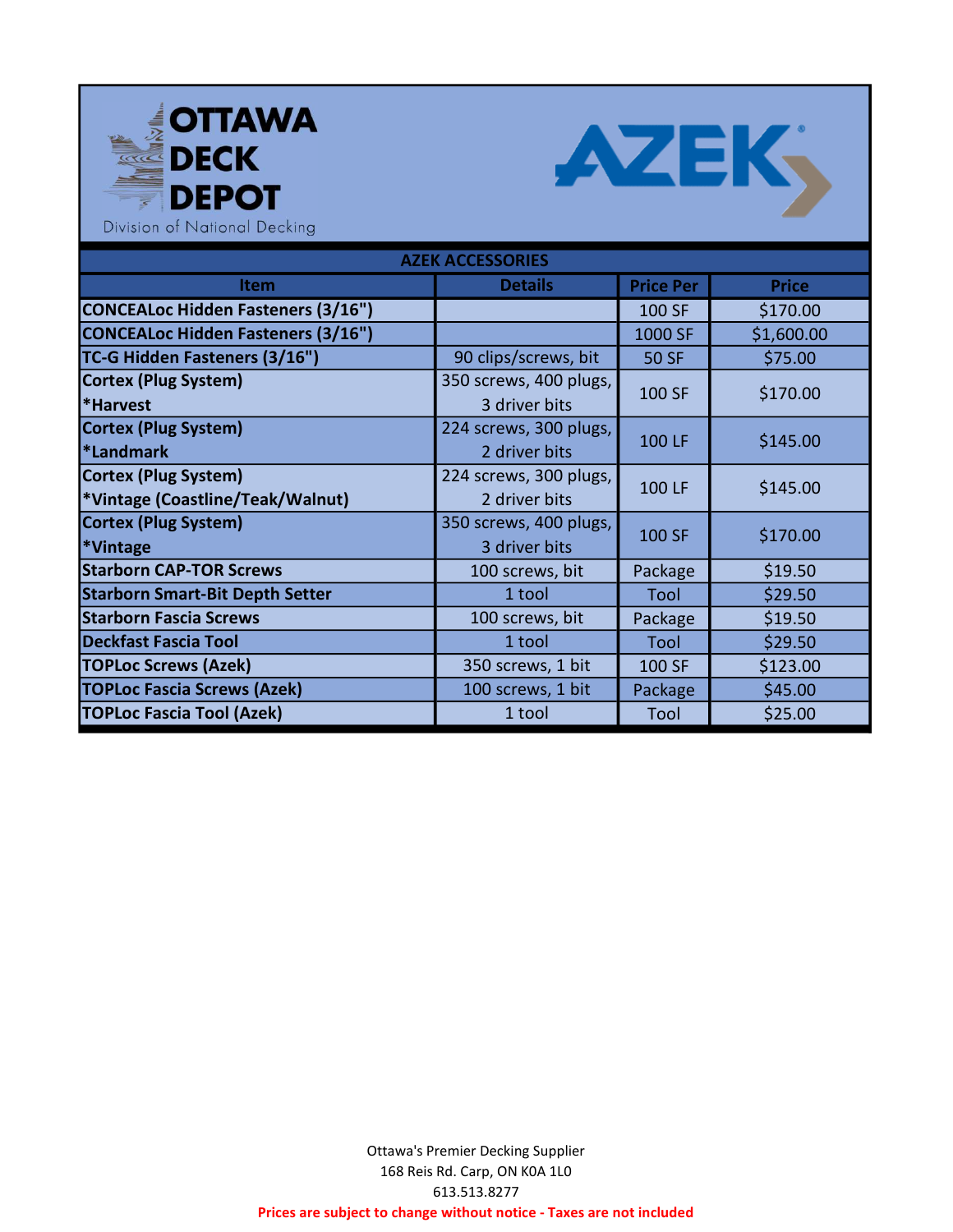OTTAWA DECK DEPOT

Division of National Decking

AZEK

| AZEK ACCESSORIES | | | |
|---|---|---|---|
| **Item** | **Details** | **Price Per** | **Price** |
| **CONCEALoc Hidden Fasteners (3/16")** | | 100 SF | $170.00 |
| **CONCEALoc Hidden Fasteners (3/16")** | | 1000 SF | $1,600.00 |
| **TC-G Hidden Fasteners (3/16")** | 90 clips/screws, bit | 50 SF | $75.00 |
| **Cortex (Plug System) *Harvest** | 350 screws, 400 plugs, 3 driver bits | 100 SF | $170.00 |
| **Cortex (Plug System) *Landmark** | 224 screws, 300 plugs, 2 driver bits | 100 LF | $145.00 |
| **Cortex (Plug System) *Vintage (Coastline/Teak/Walnut)** | 224 screws, 300 plugs, 2 driver bits | 100 LF | $145.00 |
| **Cortex (Plug System) *Vintage** | 350 screws, 400 plugs, 3 driver bits | 100 SF | $170.00 |
| **Starborn CAP-TOR Screws** | 100 screws, bit | Package | $19.50 |
| **Starborn Smart-Bit Depth Setter** | 1 tool | Tool | $29.50 |
| **Starborn Fascia Screws** | 100 screws, bit | Package | $19.50 |
| **Deckfast Fascia Tool** | 1 tool | Tool | $29.50 |
| **TOPLoc Screws (Azek)** | 350 screws, 1 bit | 100 SF | $123.00 |
| **TOPLoc Fascia Screws (Azek)** | 100 screws, 1 bit | Package | $45.00 |
| **TOPLoc Fascia Tool (Azek)** | 1 tool | Tool | $25.00 |

Ottawa's Premier Decking Supplier
168 Reis Rd. Carp, ON K0A 1L0
613.513.8277
**Prices are subject to change without notice - Taxes are not included**